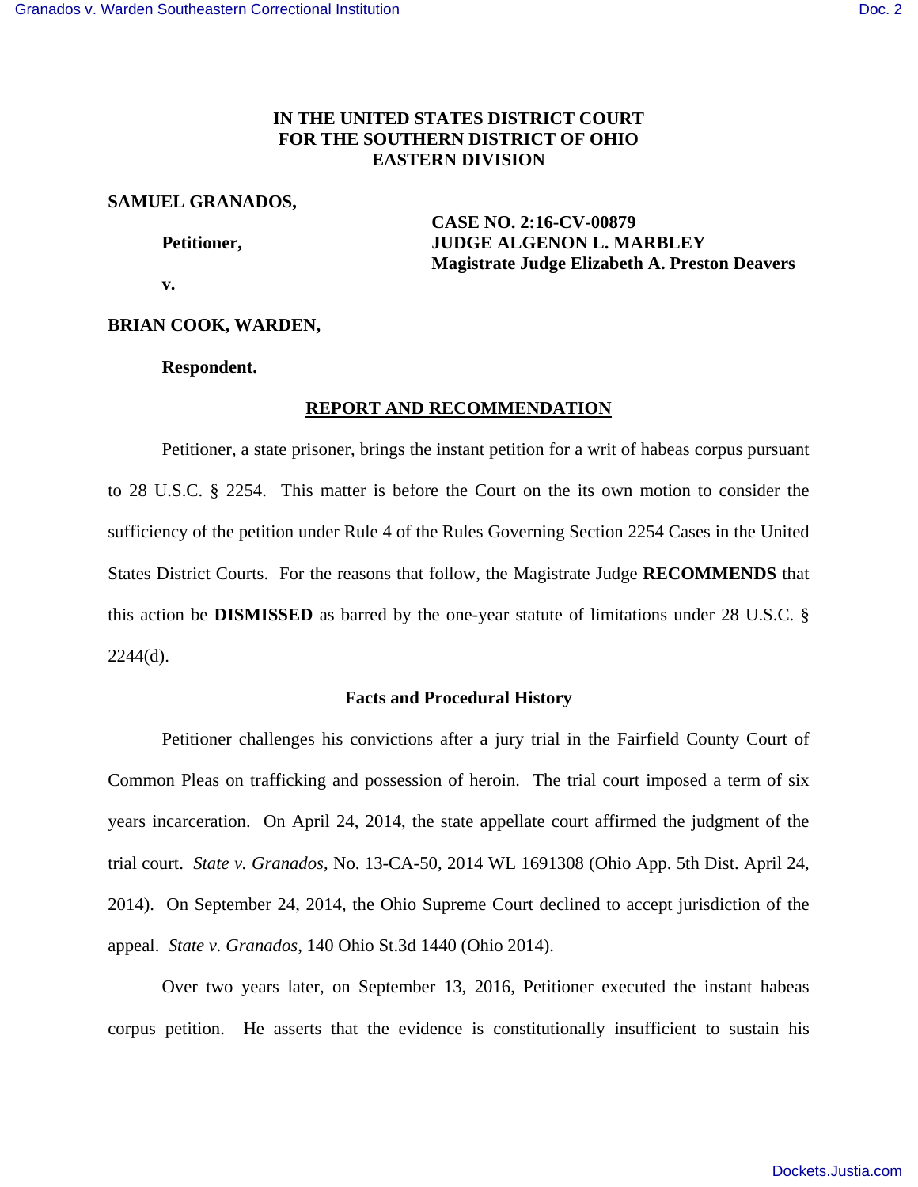**IN THE UNITED STATES DISTRICT COURT**
**FOR THE SOUTHERN DISTRICT OF OHIO**
**EASTERN DIVISION**

**SAMUEL GRANADOS,**

**Petitioner,**

**CASE NO. 2:16-CV-00879**
**JUDGE ALGENON L. MARBLEY**
**Magistrate Judge Elizabeth A. Preston Deavers**

**v.**

**BRIAN COOK, WARDEN,**

**Respondent.**

## REPORT AND RECOMMENDATION

Petitioner, a state prisoner, brings the instant petition for a writ of habeas corpus pursuant to 28 U.S.C. § 2254. This matter is before the Court on the its own motion to consider the sufficiency of the petition under Rule 4 of the Rules Governing Section 2254 Cases in the United States District Courts. For the reasons that follow, the Magistrate Judge **RECOMMENDS** that this action be **DISMISSED** as barred by the one-year statute of limitations under 28 U.S.C. § 2244(d).

### Facts and Procedural History

Petitioner challenges his convictions after a jury trial in the Fairfield County Court of Common Pleas on trafficking and possession of heroin. The trial court imposed a term of six years incarceration. On April 24, 2014, the state appellate court affirmed the judgment of the trial court. *State v. Granados*, No. 13-CA-50, 2014 WL 1691308 (Ohio App. 5th Dist. April 24, 2014). On September 24, 2014, the Ohio Supreme Court declined to accept jurisdiction of the appeal. *State v. Granados*, 140 Ohio St.3d 1440 (Ohio 2014).

Over two years later, on September 13, 2016, Petitioner executed the instant habeas corpus petition. He asserts that the evidence is constitutionally insufficient to sustain his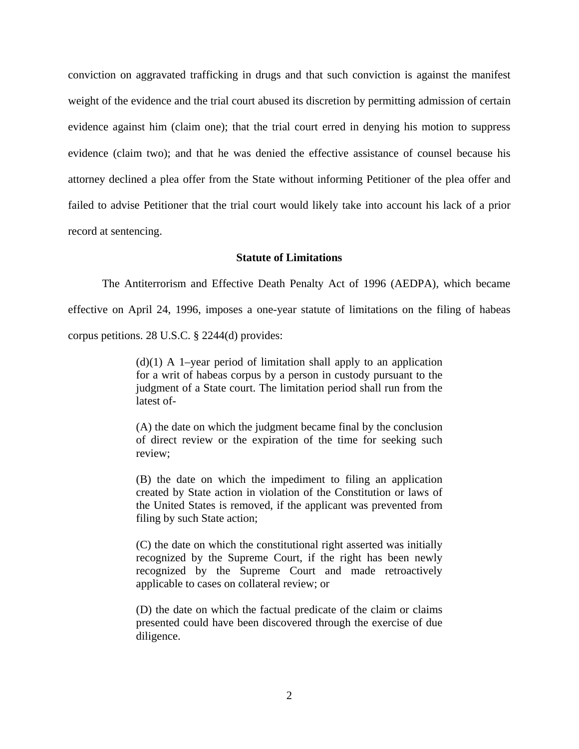conviction on aggravated trafficking in drugs and that such conviction is against the manifest weight of the evidence and the trial court abused its discretion by permitting admission of certain evidence against him (claim one); that the trial court erred in denying his motion to suppress evidence (claim two); and that he was denied the effective assistance of counsel because his attorney declined a plea offer from the State without informing Petitioner of the plea offer and failed to advise Petitioner that the trial court would likely take into account his lack of a prior record at sentencing.

**Statute of Limitations**

The Antiterrorism and Effective Death Penalty Act of 1996 (AEDPA), which became effective on April 24, 1996, imposes a one-year statute of limitations on the filing of habeas corpus petitions. 28 U.S.C. § 2244(d) provides:

> (d)(1) A 1–year period of limitation shall apply to an application for a writ of habeas corpus by a person in custody pursuant to the judgment of a State court. The limitation period shall run from the latest of-
>
> (A) the date on which the judgment became final by the conclusion of direct review or the expiration of the time for seeking such review;
>
> (B) the date on which the impediment to filing an application created by State action in violation of the Constitution or laws of the United States is removed, if the applicant was prevented from filing by such State action;
>
> (C) the date on which the constitutional right asserted was initially recognized by the Supreme Court, if the right has been newly recognized by the Supreme Court and made retroactively applicable to cases on collateral review; or
>
> (D) the date on which the factual predicate of the claim or claims presented could have been discovered through the exercise of due diligence.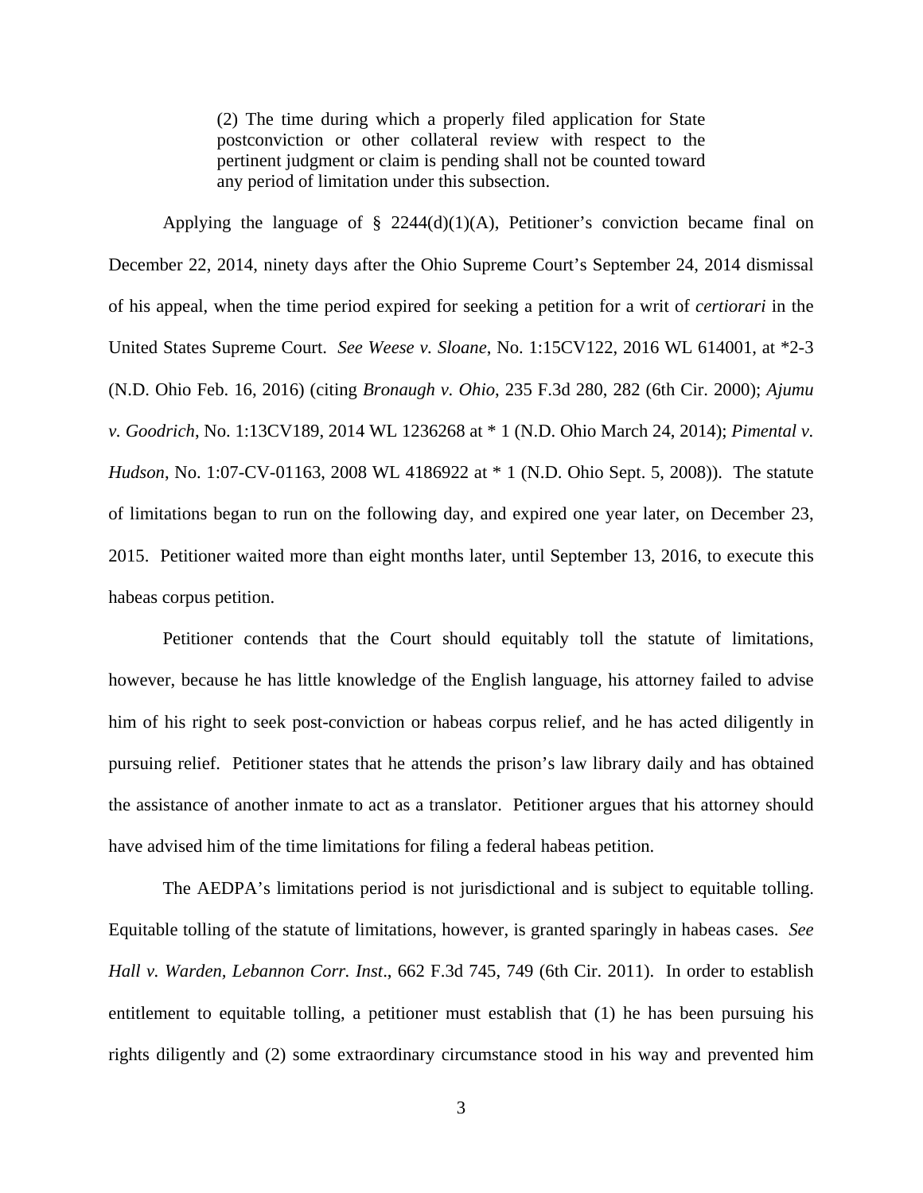> (2) The time during which a properly filed application for State postconviction or other collateral review with respect to the pertinent judgment or claim is pending shall not be counted toward any period of limitation under this subsection.

Applying the language of § 2244(d)(1)(A), Petitioner's conviction became final on December 22, 2014, ninety days after the Ohio Supreme Court's September 24, 2014 dismissal of his appeal, when the time period expired for seeking a petition for a writ of *certiorari* in the United States Supreme Court. *See Weese v. Sloane*, No. 1:15CV122, 2016 WL 614001, at *2-3 (N.D. Ohio Feb. 16, 2016) (citing *Bronaugh v. Ohio*, 235 F.3d 280, 282 (6th Cir. 2000); *Ajumu v. Goodrich*, No. 1:13CV189, 2014 WL 1236268 at * 1 (N.D. Ohio March 24, 2014); *Pimental v. Hudson*, No. 1:07-CV-01163, 2008 WL 4186922 at * 1 (N.D. Ohio Sept. 5, 2008)). The statute of limitations began to run on the following day, and expired one year later, on December 23, 2015. Petitioner waited more than eight months later, until September 13, 2016, to execute this habeas corpus petition.

Petitioner contends that the Court should equitably toll the statute of limitations, however, because he has little knowledge of the English language, his attorney failed to advise him of his right to seek post-conviction or habeas corpus relief, and he has acted diligently in pursuing relief. Petitioner states that he attends the prison's law library daily and has obtained the assistance of another inmate to act as a translator. Petitioner argues that his attorney should have advised him of the time limitations for filing a federal habeas petition.

The AEDPA's limitations period is not jurisdictional and is subject to equitable tolling. Equitable tolling of the statute of limitations, however, is granted sparingly in habeas cases. *See Hall v. Warden, Lebannon Corr. Inst*., 662 F.3d 745, 749 (6th Cir. 2011). In order to establish entitlement to equitable tolling, a petitioner must establish that (1) he has been pursuing his rights diligently and (2) some extraordinary circumstance stood in his way and prevented him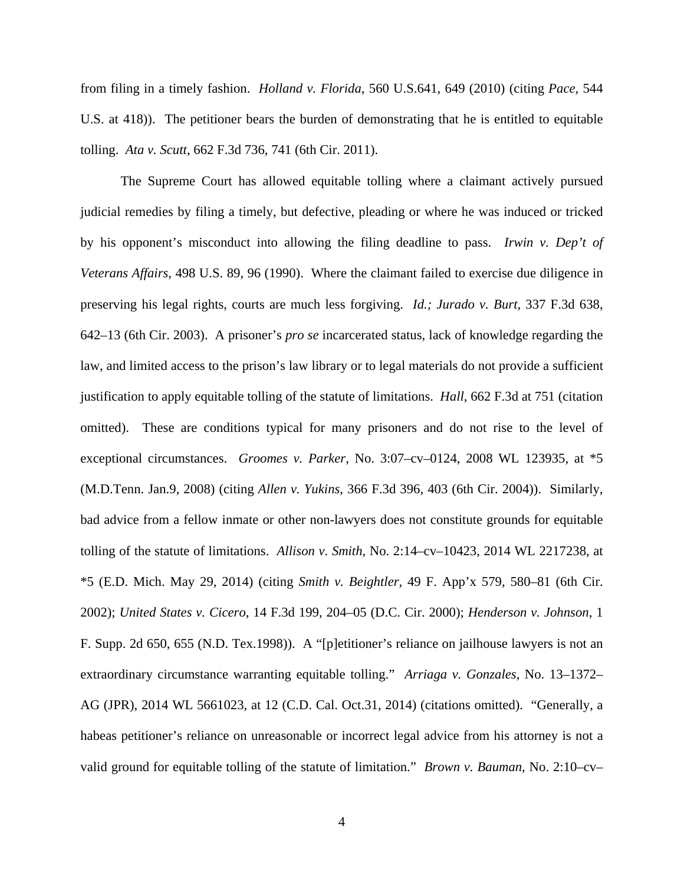from filing in a timely fashion. *Holland v. Florida*, 560 U.S.641, 649 (2010) (citing *Pace,* 544 U.S. at 418)). The petitioner bears the burden of demonstrating that he is entitled to equitable tolling. *Ata v. Scutt*, 662 F.3d 736, 741 (6th Cir. 2011).

The Supreme Court has allowed equitable tolling where a claimant actively pursued judicial remedies by filing a timely, but defective, pleading or where he was induced or tricked by his opponent's misconduct into allowing the filing deadline to pass. *Irwin v. Dep't of Veterans Affairs*, 498 U.S. 89, 96 (1990). Where the claimant failed to exercise due diligence in preserving his legal rights, courts are much less forgiving. *Id.; Jurado v. Burt*, 337 F.3d 638, 642–13 (6th Cir. 2003). A prisoner's *pro se* incarcerated status, lack of knowledge regarding the law, and limited access to the prison's law library or to legal materials do not provide a sufficient justification to apply equitable tolling of the statute of limitations. *Hall*, 662 F.3d at 751 (citation omitted). These are conditions typical for many prisoners and do not rise to the level of exceptional circumstances. *Groomes v. Parker*, No. 3:07–cv–0124, 2008 WL 123935, at *5 (M.D.Tenn. Jan.9, 2008) (citing *Allen v. Yukins*, 366 F.3d 396, 403 (6th Cir. 2004)). Similarly, bad advice from a fellow inmate or other non-lawyers does not constitute grounds for equitable tolling of the statute of limitations. *Allison v. Smith*, No. 2:14–cv–10423, 2014 WL 2217238, at *5 (E.D. Mich. May 29, 2014) (citing *Smith v. Beightler*, 49 F. App'x 579, 580–81 (6th Cir. 2002); *United States v. Cicero*, 14 F.3d 199, 204–05 (D.C. Cir. 2000); *Henderson v. Johnson*, 1 F. Supp. 2d 650, 655 (N.D. Tex.1998)). A "[p]etitioner's reliance on jailhouse lawyers is not an extraordinary circumstance warranting equitable tolling." *Arriaga v. Gonzales*, No. 13–1372–AG (JPR), 2014 WL 5661023, at 12 (C.D. Cal. Oct.31, 2014) (citations omitted). "Generally, a habeas petitioner's reliance on unreasonable or incorrect legal advice from his attorney is not a valid ground for equitable tolling of the statute of limitation." *Brown v. Bauman*, No. 2:10–cv–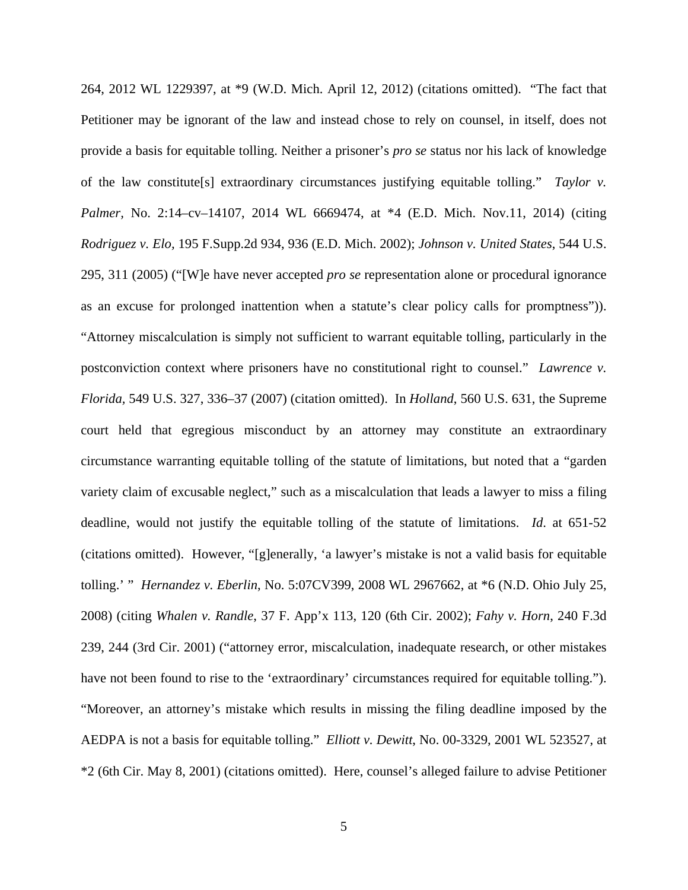264, 2012 WL 1229397, at *9 (W.D. Mich. April 12, 2012) (citations omitted). "The fact that Petitioner may be ignorant of the law and instead chose to rely on counsel, in itself, does not provide a basis for equitable tolling. Neither a prisoner's *pro se* status nor his lack of knowledge of the law constitute[s] extraordinary circumstances justifying equitable tolling." *Taylor v. Palmer*, No. 2:14–cv–14107, 2014 WL 6669474, at *4 (E.D. Mich. Nov.11, 2014) (citing *Rodriguez v. Elo*, 195 F.Supp.2d 934, 936 (E.D. Mich. 2002); *Johnson v. United States*, 544 U.S. 295, 311 (2005) ("[W]e have never accepted *pro se* representation alone or procedural ignorance as an excuse for prolonged inattention when a statute's clear policy calls for promptness")). "Attorney miscalculation is simply not sufficient to warrant equitable tolling, particularly in the postconviction context where prisoners have no constitutional right to counsel." *Lawrence v. Florida*, 549 U.S. 327, 336–37 (2007) (citation omitted). In *Holland*, 560 U.S. 631, the Supreme court held that egregious misconduct by an attorney may constitute an extraordinary circumstance warranting equitable tolling of the statute of limitations, but noted that a "garden variety claim of excusable neglect," such as a miscalculation that leads a lawyer to miss a filing deadline, would not justify the equitable tolling of the statute of limitations. *Id.* at 651-52 (citations omitted). However, "[g]enerally, 'a lawyer's mistake is not a valid basis for equitable tolling.' " *Hernandez v. Eberlin*, No. 5:07CV399, 2008 WL 2967662, at *6 (N.D. Ohio July 25, 2008) (citing *Whalen v. Randle*, 37 F. App'x 113, 120 (6th Cir. 2002); *Fahy v. Horn*, 240 F.3d 239, 244 (3rd Cir. 2001) ("attorney error, miscalculation, inadequate research, or other mistakes have not been found to rise to the 'extraordinary' circumstances required for equitable tolling."). "Moreover, an attorney's mistake which results in missing the filing deadline imposed by the AEDPA is not a basis for equitable tolling." *Elliott v. Dewitt*, No. 00-3329, 2001 WL 523527, at *2 (6th Cir. May 8, 2001) (citations omitted). Here, counsel's alleged failure to advise Petitioner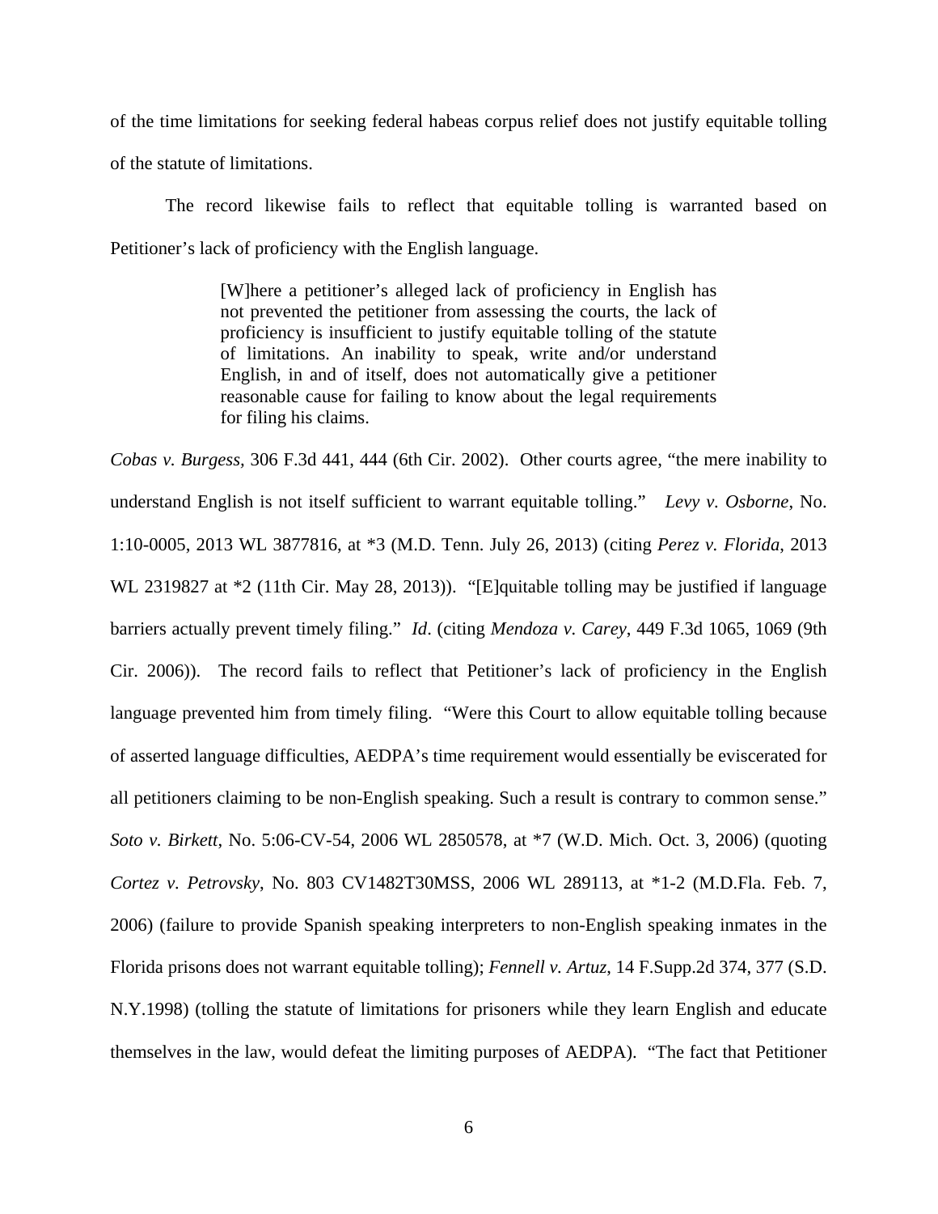of the time limitations for seeking federal habeas corpus relief does not justify equitable tolling of the statute of limitations.

The record likewise fails to reflect that equitable tolling is warranted based on Petitioner's lack of proficiency with the English language.

> [W]here a petitioner's alleged lack of proficiency in English has not prevented the petitioner from assessing the courts, the lack of proficiency is insufficient to justify equitable tolling of the statute of limitations. An inability to speak, write and/or understand English, in and of itself, does not automatically give a petitioner reasonable cause for failing to know about the legal requirements for filing his claims.

*Cobas v. Burgess,* 306 F.3d 441, 444 (6th Cir. 2002). Other courts agree, "the mere inability to understand English is not itself sufficient to warrant equitable tolling." *Levy v. Osborne*, No. 1:10-0005, 2013 WL 3877816, at *3 (M.D. Tenn. July 26, 2013) (citing *Perez v. Florida*, 2013 WL 2319827 at *2 (11th Cir. May 28, 2013)). "[E]quitable tolling may be justified if language barriers actually prevent timely filing." *Id*. (citing *Mendoza v. Carey*, 449 F.3d 1065, 1069 (9th Cir. 2006)). The record fails to reflect that Petitioner's lack of proficiency in the English language prevented him from timely filing. "Were this Court to allow equitable tolling because of asserted language difficulties, AEDPA's time requirement would essentially be eviscerated for all petitioners claiming to be non-English speaking. Such a result is contrary to common sense." *Soto v. Birkett*, No. 5:06-CV-54, 2006 WL 2850578, at *7 (W.D. Mich. Oct. 3, 2006) (quoting *Cortez v. Petrovsky*, No. 803 CV1482T30MSS, 2006 WL 289113, at *1-2 (M.D.Fla. Feb. 7, 2006) (failure to provide Spanish speaking interpreters to non-English speaking inmates in the Florida prisons does not warrant equitable tolling); *Fennell v. Artuz*, 14 F.Supp.2d 374, 377 (S.D. N.Y.1998) (tolling the statute of limitations for prisoners while they learn English and educate themselves in the law, would defeat the limiting purposes of AEDPA). "The fact that Petitioner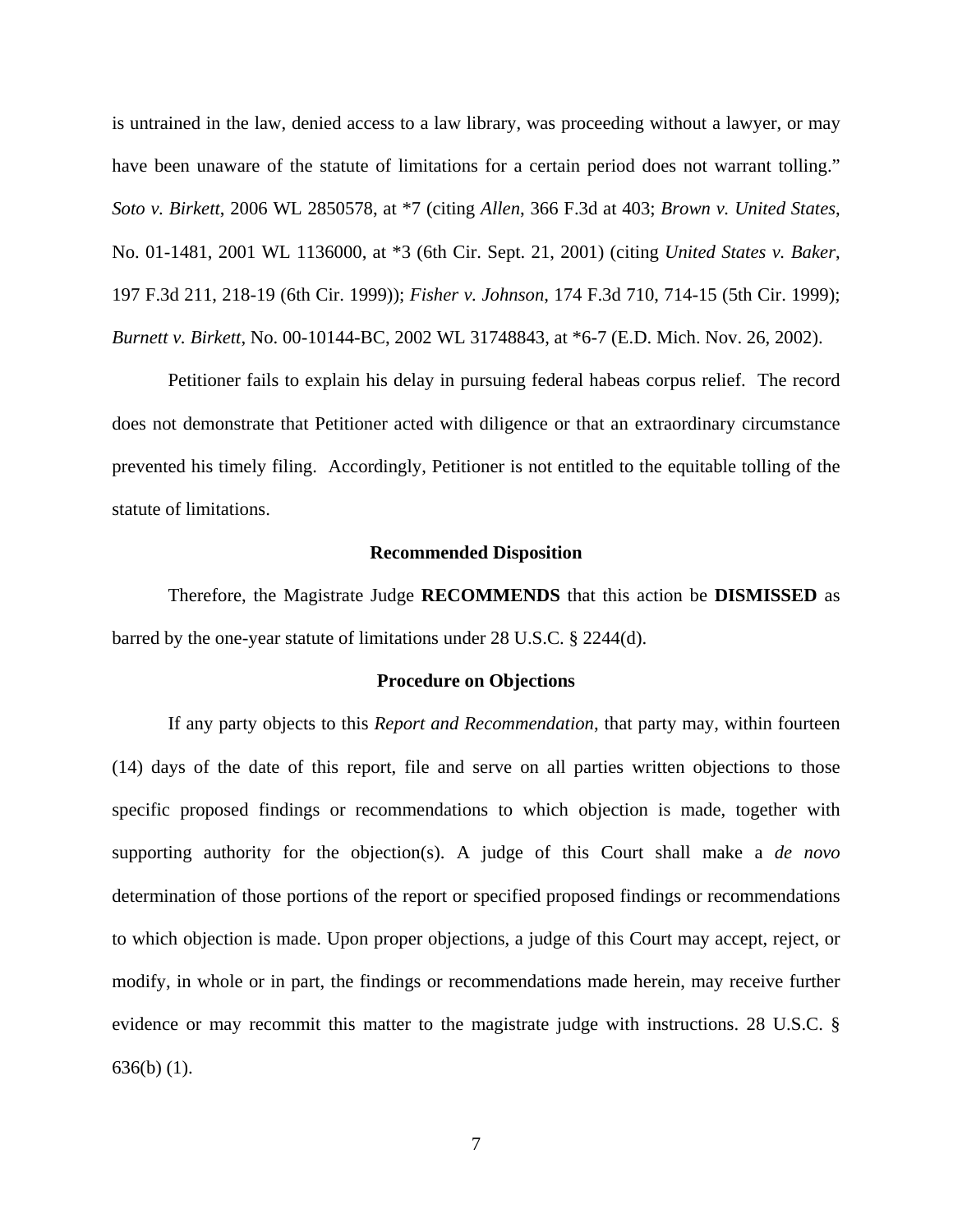is untrained in the law, denied access to a law library, was proceeding without a lawyer, or may have been unaware of the statute of limitations for a certain period does not warrant tolling." *Soto v. Birkett*, 2006 WL 2850578, at *7 (citing *Allen*, 366 F.3d at 403; *Brown v. United States*, No. 01-1481, 2001 WL 1136000, at *3 (6th Cir. Sept. 21, 2001) (citing *United States v. Baker*, 197 F.3d 211, 218-19 (6th Cir. 1999)); *Fisher v. Johnson*, 174 F.3d 710, 714-15 (5th Cir. 1999); *Burnett v. Birkett*, No. 00-10144-BC, 2002 WL 31748843, at *6-7 (E.D. Mich. Nov. 26, 2002).

Petitioner fails to explain his delay in pursuing federal habeas corpus relief. The record does not demonstrate that Petitioner acted with diligence or that an extraordinary circumstance prevented his timely filing. Accordingly, Petitioner is not entitled to the equitable tolling of the statute of limitations.

## Recommended Disposition

Therefore, the Magistrate Judge **RECOMMENDS** that this action be **DISMISSED** as barred by the one-year statute of limitations under 28 U.S.C. § 2244(d).

## Procedure on Objections

If any party objects to this *Report and Recommendation*, that party may, within fourteen (14) days of the date of this report, file and serve on all parties written objections to those specific proposed findings or recommendations to which objection is made, together with supporting authority for the objection(s). A judge of this Court shall make a *de novo* determination of those portions of the report or specified proposed findings or recommendations to which objection is made. Upon proper objections, a judge of this Court may accept, reject, or modify, in whole or in part, the findings or recommendations made herein, may receive further evidence or may recommit this matter to the magistrate judge with instructions. 28 U.S.C. § 636(b) (1).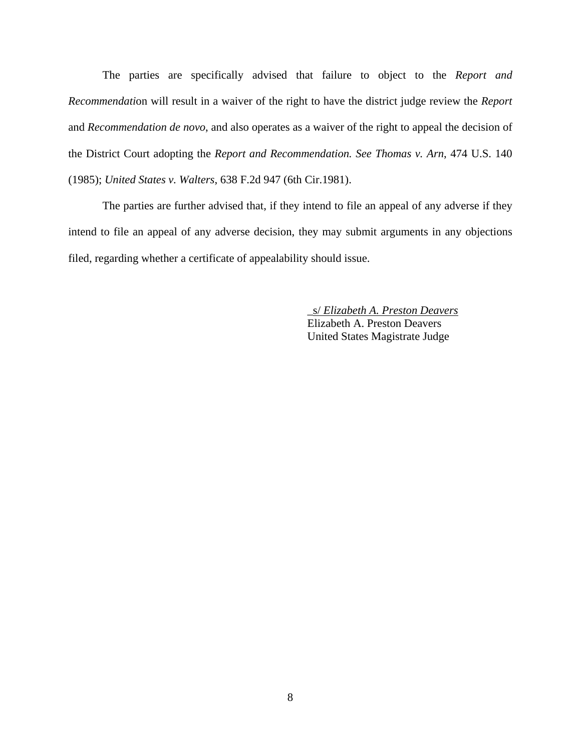The parties are specifically advised that failure to object to the *Report and Recommendation* will result in a waiver of the right to have the district judge review the *Report* and *Recommendation de novo*, and also operates as a waiver of the right to appeal the decision of the District Court adopting the *Report and Recommendation. See Thomas v. Arn*, 474 U.S. 140 (1985); *United States v. Walters*, 638 F.2d 947 (6th Cir.1981).

The parties are further advised that, if they intend to file an appeal of any adverse if they intend to file an appeal of any adverse decision, they may submit arguments in any objections filed, regarding whether a certificate of appealability should issue.

_s/ *Elizabeth A. Preston Deavers*
Elizabeth A. Preston Deavers
United States Magistrate Judge